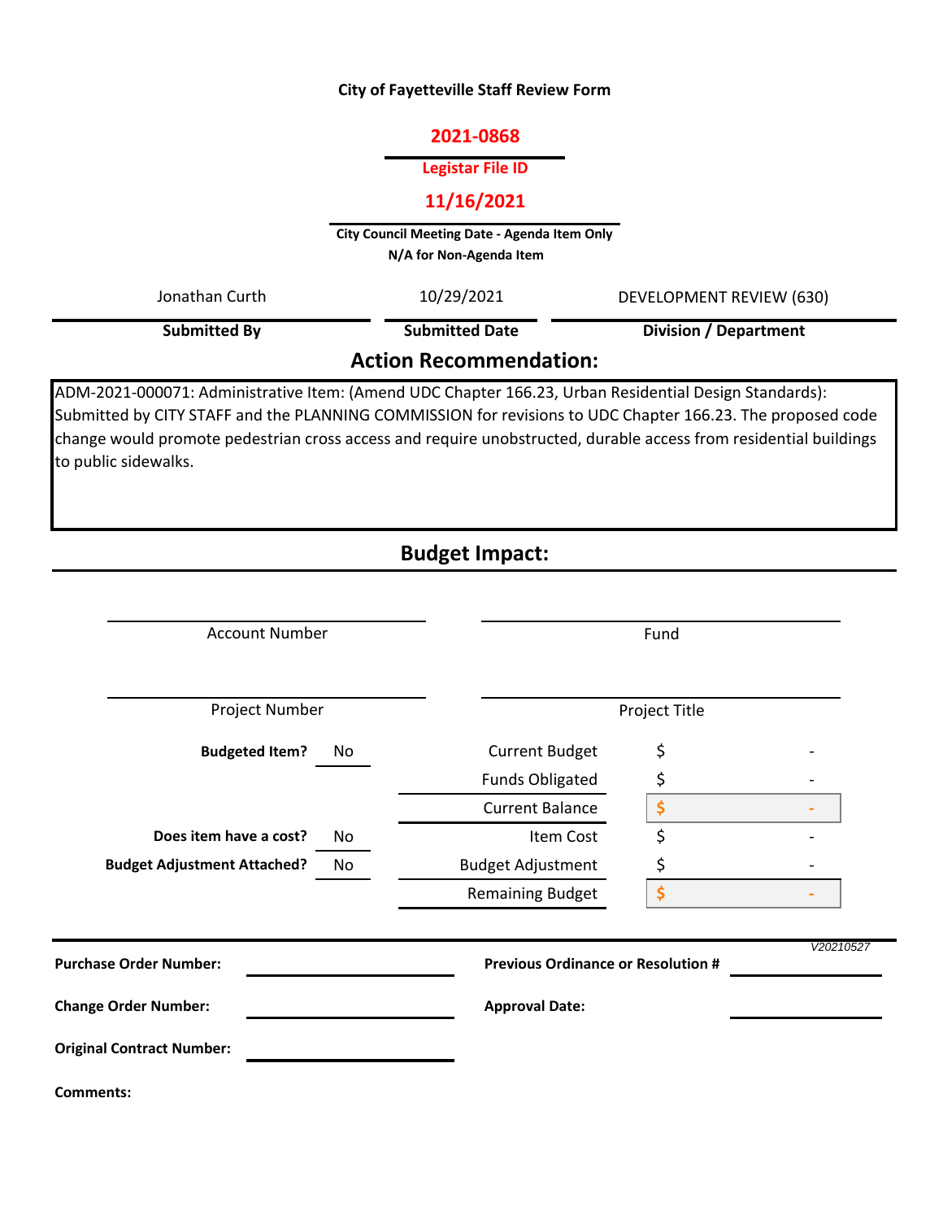**City of Fayetteville Staff Review Form**

**2021-0868**

**Legistar File ID**

**11/16/2021**

**City Council Meeting Date - Agenda Item Only**
**N/A for Non-Agenda Item**

| Jonathan Curth | 10/29/2021 | DEVELOPMENT REVIEW (630) |
|---|---|---|
| **Submitted By** | **Submitted Date** | **Division / Department** |

## Action Recommendation:

ADM-2021-000071: Administrative Item: (Amend UDC Chapter 166.23, Urban Residential Design Standards): Submitted by CITY STAFF and the PLANNING COMMISSION for revisions to UDC Chapter 166.23. The proposed code change would promote pedestrian cross access and require unobstructed, durable access from residential buildings to public sidewalks.

## Budget Impact:

| Account Number | Fund |
|---|---|
| Project Number | Project Title |

| | | | |
|---|---|---|---|
| **Budgeted Item?** | No | Current Budget | $ - |
| | | Funds Obligated | $ - |
| | | Current Balance | $ - |
| **Does item have a cost?** | No | Item Cost | $ - |
| **Budget Adjustment Attached?** | No | Budget Adjustment | $ - |
| | | Remaining Budget | $ - |

V20210527

**Purchase Order Number:**

**Previous Ordinance or Resolution #**

**Change Order Number:**

**Approval Date:**

**Original Contract Number:**

**Comments:**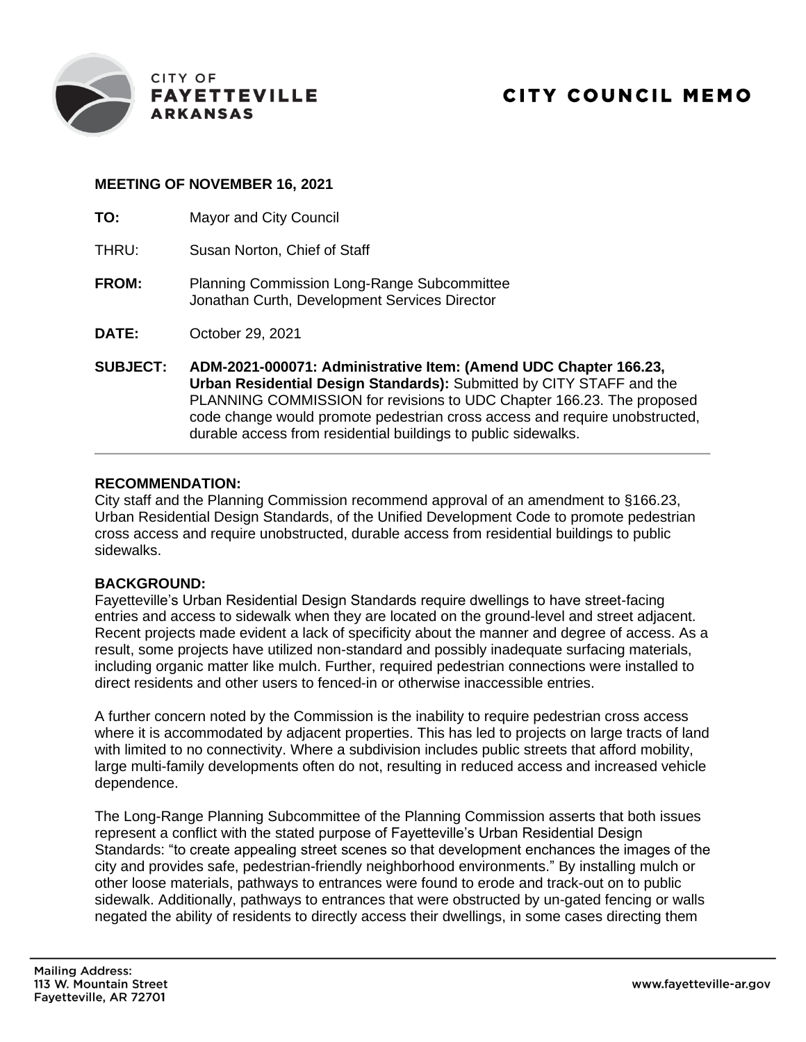# CITY COUNCIL MEMO

CITY OF FAYETTEVILLE ARKANSAS

**MEETING OF NOVEMBER 16, 2021**

**TO:** Mayor and City Council

THRU: Susan Norton, Chief of Staff

**FROM:** Planning Commission Long-Range Subcommittee
Jonathan Curth, Development Services Director

**DATE:** October 29, 2021

**SUBJECT:** **ADM-2021-000071: Administrative Item: (Amend UDC Chapter 166.23, Urban Residential Design Standards):** Submitted by CITY STAFF and the PLANNING COMMISSION for revisions to UDC Chapter 166.23. The proposed code change would promote pedestrian cross access and require unobstructed, durable access from residential buildings to public sidewalks.

---

**RECOMMENDATION:**
City staff and the Planning Commission recommend approval of an amendment to §166.23, Urban Residential Design Standards, of the Unified Development Code to promote pedestrian cross access and require unobstructed, durable access from residential buildings to public sidewalks.

**BACKGROUND:**
Fayetteville's Urban Residential Design Standards require dwellings to have street-facing entries and access to sidewalk when they are located on the ground-level and street adjacent. Recent projects made evident a lack of specificity about the manner and degree of access. As a result, some projects have utilized non-standard and possibly inadequate surfacing materials, including organic matter like mulch. Further, required pedestrian connections were installed to direct residents and other users to fenced-in or otherwise inaccessible entries.

A further concern noted by the Commission is the inability to require pedestrian cross access where it is accommodated by adjacent properties. This has led to projects on large tracts of land with limited to no connectivity. Where a subdivision includes public streets that afford mobility, large multi-family developments often do not, resulting in reduced access and increased vehicle dependence.

The Long-Range Planning Subcommittee of the Planning Commission asserts that both issues represent a conflict with the stated purpose of Fayetteville's Urban Residential Design Standards: "to create appealing street scenes so that development enchances the images of the city and provides safe, pedestrian-friendly neighborhood environments." By installing mulch or other loose materials, pathways to entrances were found to erode and track-out on to public sidewalk. Additionally, pathways to entrances that were obstructed by un-gated fencing or walls negated the ability of residents to directly access their dwellings, in some cases directing them

Mailing Address:
113 W. Mountain Street
Fayetteville, AR 72701

www.fayetteville-ar.gov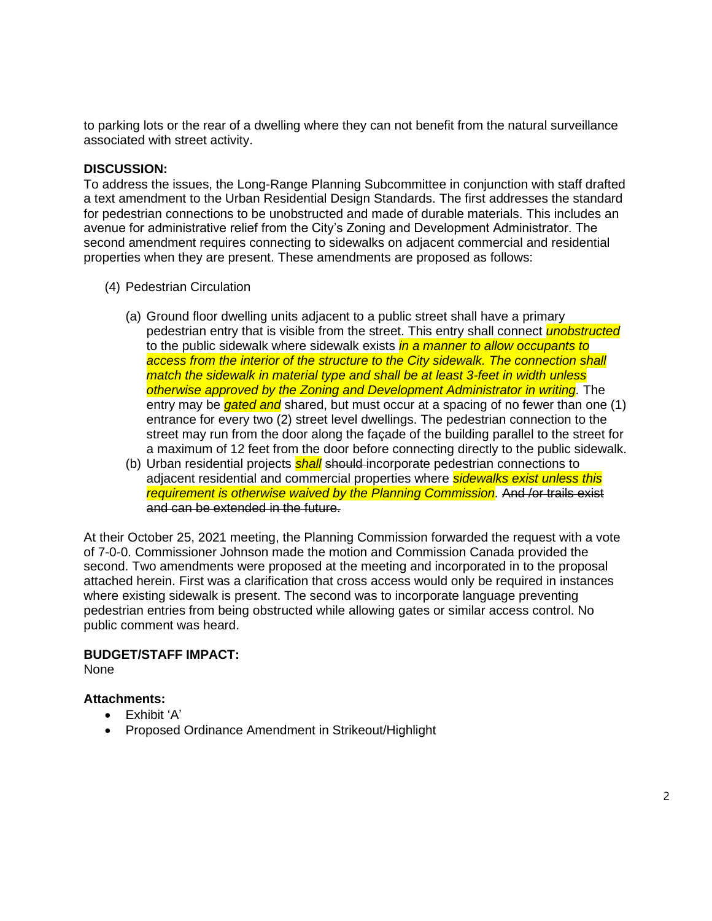to parking lots or the rear of a dwelling where they can not benefit from the natural surveillance associated with street activity.

**DISCUSSION:**
To address the issues, the Long-Range Planning Subcommittee in conjunction with staff drafted a text amendment to the Urban Residential Design Standards. The first addresses the standard for pedestrian connections to be unobstructed and made of durable materials. This includes an avenue for administrative relief from the City's Zoning and Development Administrator. The second amendment requires connecting to sidewalks on adjacent commercial and residential properties when they are present. These amendments are proposed as follows:

(4) Pedestrian Circulation

(a) Ground floor dwelling units adjacent to a public street shall have a primary pedestrian entry that is visible from the street. This entry shall connect ***unobstructed*** to the public sidewalk where sidewalk exists ***in a manner to allow occupants to access from the interior of the structure to the City sidewalk. The connection shall match the sidewalk in material type and shall be at least 3-feet in width unless otherwise approved by the Zoning and Development Administrator in writing.*** The entry may be ***gated and*** shared, but must occur at a spacing of no fewer than one (1) entrance for every two (2) street level dwellings. The pedestrian connection to the street may run from the door along the façade of the building parallel to the street for a maximum of 12 feet from the door before connecting directly to the public sidewalk.

(b) Urban residential projects ***shall*** ~~should~~ incorporate pedestrian connections to adjacent residential and commercial properties where ***sidewalks exist unless this requirement is otherwise waived by the Planning Commission.*** ~~And /or trails exist and can be extended in the future.~~

At their October 25, 2021 meeting, the Planning Commission forwarded the request with a vote of 7-0-0. Commissioner Johnson made the motion and Commission Canada provided the second. Two amendments were proposed at the meeting and incorporated in to the proposal attached herein. First was a clarification that cross access would only be required in instances where existing sidewalk is present. The second was to incorporate language preventing pedestrian entries from being obstructed while allowing gates or similar access control. No public comment was heard.

**BUDGET/STAFF IMPACT:**
None

**Attachments:**

- Exhibit 'A'
- Proposed Ordinance Amendment in Strikeout/Highlight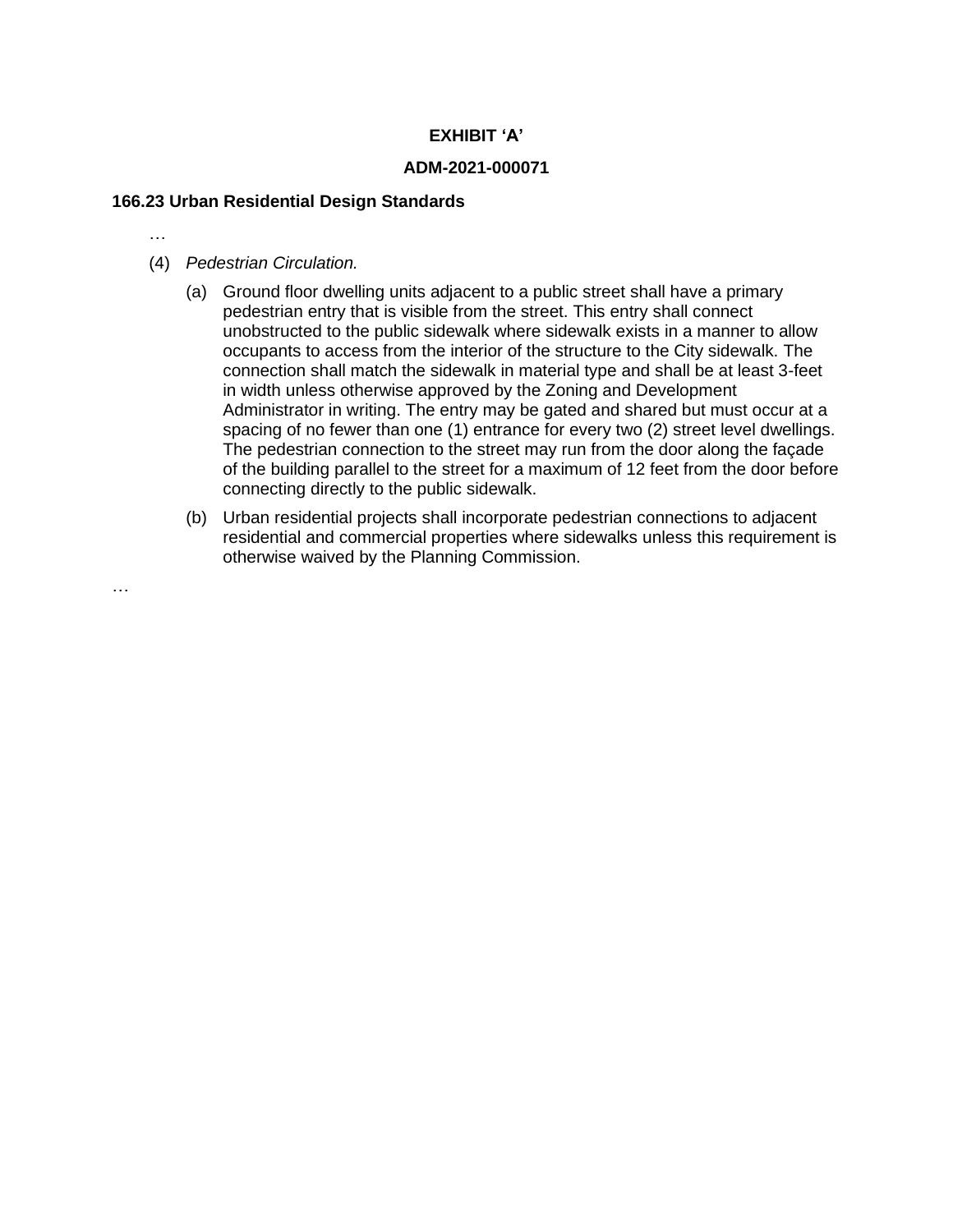**EXHIBIT 'A'**

**ADM-2021-000071**

**166.23 Urban Residential Design Standards**

…

(4) *Pedestrian Circulation.*

(a) Ground floor dwelling units adjacent to a public street shall have a primary pedestrian entry that is visible from the street. This entry shall connect unobstructed to the public sidewalk where sidewalk exists in a manner to allow occupants to access from the interior of the structure to the City sidewalk. The connection shall match the sidewalk in material type and shall be at least 3-feet in width unless otherwise approved by the Zoning and Development Administrator in writing. The entry may be gated and shared but must occur at a spacing of no fewer than one (1) entrance for every two (2) street level dwellings. The pedestrian connection to the street may run from the door along the façade of the building parallel to the street for a maximum of 12 feet from the door before connecting directly to the public sidewalk.

(b) Urban residential projects shall incorporate pedestrian connections to adjacent residential and commercial properties where sidewalks unless this requirement is otherwise waived by the Planning Commission.

…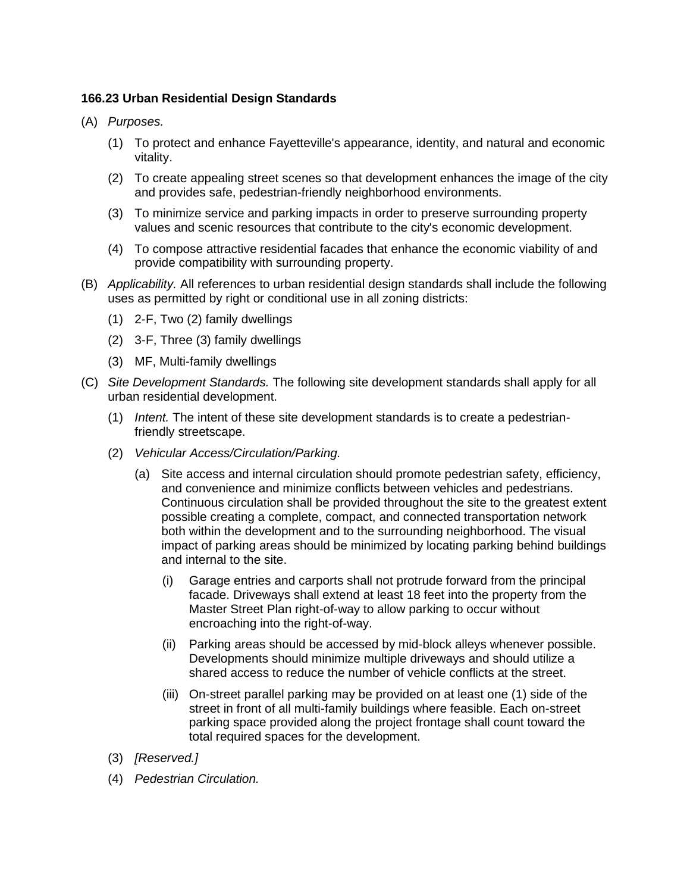**166.23 Urban Residential Design Standards**

(A) *Purposes.*

(1) To protect and enhance Fayetteville's appearance, identity, and natural and economic vitality.

(2) To create appealing street scenes so that development enhances the image of the city and provides safe, pedestrian-friendly neighborhood environments.

(3) To minimize service and parking impacts in order to preserve surrounding property values and scenic resources that contribute to the city's economic development.

(4) To compose attractive residential facades that enhance the economic viability of and provide compatibility with surrounding property.

(B) *Applicability.* All references to urban residential design standards shall include the following uses as permitted by right or conditional use in all zoning districts:

(1) 2-F, Two (2) family dwellings

(2) 3-F, Three (3) family dwellings

(3) MF, Multi-family dwellings

(C) *Site Development Standards.* The following site development standards shall apply for all urban residential development.

(1) *Intent.* The intent of these site development standards is to create a pedestrian-friendly streetscape.

(2) *Vehicular Access/Circulation/Parking.*

(a) Site access and internal circulation should promote pedestrian safety, efficiency, and convenience and minimize conflicts between vehicles and pedestrians. Continuous circulation shall be provided throughout the site to the greatest extent possible creating a complete, compact, and connected transportation network both within the development and to the surrounding neighborhood. The visual impact of parking areas should be minimized by locating parking behind buildings and internal to the site.

(i) Garage entries and carports shall not protrude forward from the principal facade. Driveways shall extend at least 18 feet into the property from the Master Street Plan right-of-way to allow parking to occur without encroaching into the right-of-way.

(ii) Parking areas should be accessed by mid-block alleys whenever possible. Developments should minimize multiple driveways and should utilize a shared access to reduce the number of vehicle conflicts at the street.

(iii) On-street parallel parking may be provided on at least one (1) side of the street in front of all multi-family buildings where feasible. Each on-street parking space provided along the project frontage shall count toward the total required spaces for the development.

(3) *[Reserved.]*

(4) *Pedestrian Circulation.*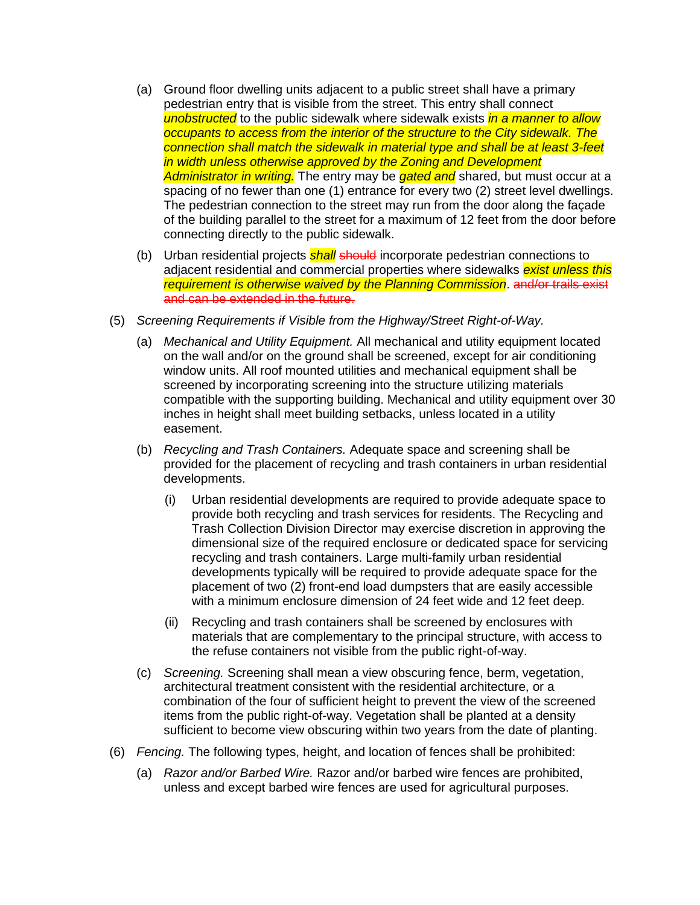(a) Ground floor dwelling units adjacent to a public street shall have a primary pedestrian entry that is visible from the street. This entry shall connect *unobstructed* to the public sidewalk where sidewalk exists *in a manner to allow occupants to access from the interior of the structure to the City sidewalk. The connection shall match the sidewalk in material type and shall be at least 3-feet in width unless otherwise approved by the Zoning and Development Administrator in writing.* The entry may be *gated and* shared, but must occur at a spacing of no fewer than one (1) entrance for every two (2) street level dwellings. The pedestrian connection to the street may run from the door along the façade of the building parallel to the street for a maximum of 12 feet from the door before connecting directly to the public sidewalk.

(b) Urban residential projects ***shall*** ~~should~~ incorporate pedestrian connections to adjacent residential and commercial properties where sidewalks *exist unless this requirement is otherwise waived by the Planning Commission*. ~~and/or trails exist and can be extended in the future.~~

(5) *Screening Requirements if Visible from the Highway/Street Right-of-Way.*

(a) *Mechanical and Utility Equipment.* All mechanical and utility equipment located on the wall and/or on the ground shall be screened, except for air conditioning window units. All roof mounted utilities and mechanical equipment shall be screened by incorporating screening into the structure utilizing materials compatible with the supporting building. Mechanical and utility equipment over 30 inches in height shall meet building setbacks, unless located in a utility easement.

(b) *Recycling and Trash Containers.* Adequate space and screening shall be provided for the placement of recycling and trash containers in urban residential developments.

(i) Urban residential developments are required to provide adequate space to provide both recycling and trash services for residents. The Recycling and Trash Collection Division Director may exercise discretion in approving the dimensional size of the required enclosure or dedicated space for servicing recycling and trash containers. Large multi-family urban residential developments typically will be required to provide adequate space for the placement of two (2) front-end load dumpsters that are easily accessible with a minimum enclosure dimension of 24 feet wide and 12 feet deep.

(ii) Recycling and trash containers shall be screened by enclosures with materials that are complementary to the principal structure, with access to the refuse containers not visible from the public right-of-way.

(c) *Screening.* Screening shall mean a view obscuring fence, berm, vegetation, architectural treatment consistent with the residential architecture, or a combination of the four of sufficient height to prevent the view of the screened items from the public right-of-way. Vegetation shall be planted at a density sufficient to become view obscuring within two years from the date of planting.

(6) *Fencing.* The following types, height, and location of fences shall be prohibited:

(a) *Razor and/or Barbed Wire.* Razor and/or barbed wire fences are prohibited, unless and except barbed wire fences are used for agricultural purposes.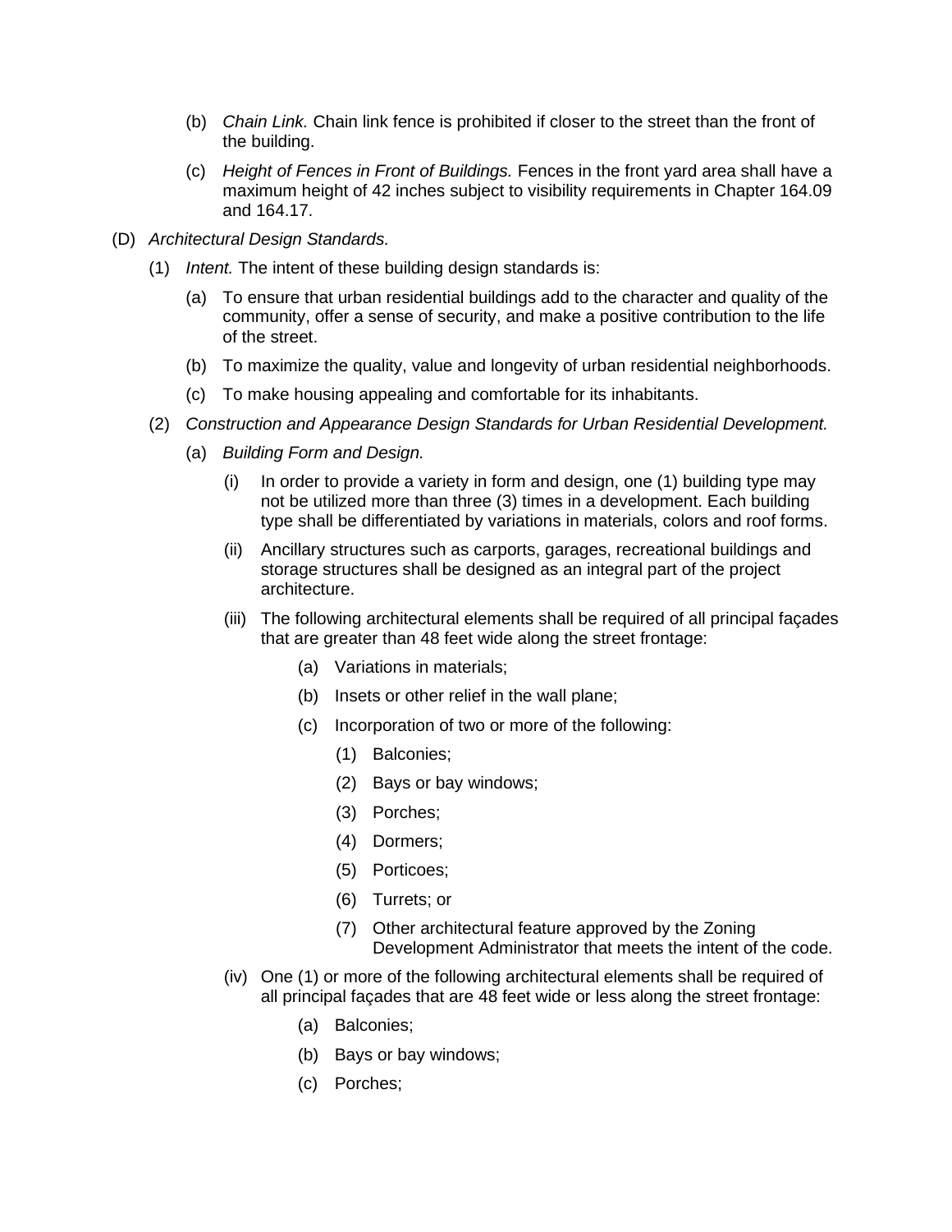(b) *Chain Link.* Chain link fence is prohibited if closer to the street than the front of the building.

(c) *Height of Fences in Front of Buildings.* Fences in the front yard area shall have a maximum height of 42 inches subject to visibility requirements in Chapter 164.09 and 164.17.

(D) *Architectural Design Standards.*

(1) *Intent.* The intent of these building design standards is:

(a) To ensure that urban residential buildings add to the character and quality of the community, offer a sense of security, and make a positive contribution to the life of the street.

(b) To maximize the quality, value and longevity of urban residential neighborhoods.

(c) To make housing appealing and comfortable for its inhabitants.

(2) *Construction and Appearance Design Standards for Urban Residential Development.*

(a) *Building Form and Design.*

(i) In order to provide a variety in form and design, one (1) building type may not be utilized more than three (3) times in a development. Each building type shall be differentiated by variations in materials, colors and roof forms.

(ii) Ancillary structures such as carports, garages, recreational buildings and storage structures shall be designed as an integral part of the project architecture.

(iii) The following architectural elements shall be required of all principal façades that are greater than 48 feet wide along the street frontage:

(a) Variations in materials;

(b) Insets or other relief in the wall plane;

(c) Incorporation of two or more of the following:

(1) Balconies;

(2) Bays or bay windows;

(3) Porches;

(4) Dormers;

(5) Porticoes;

(6) Turrets; or

(7) Other architectural feature approved by the Zoning Development Administrator that meets the intent of the code.

(iv) One (1) or more of the following architectural elements shall be required of all principal façades that are 48 feet wide or less along the street frontage:

(a) Balconies;

(b) Bays or bay windows;

(c) Porches;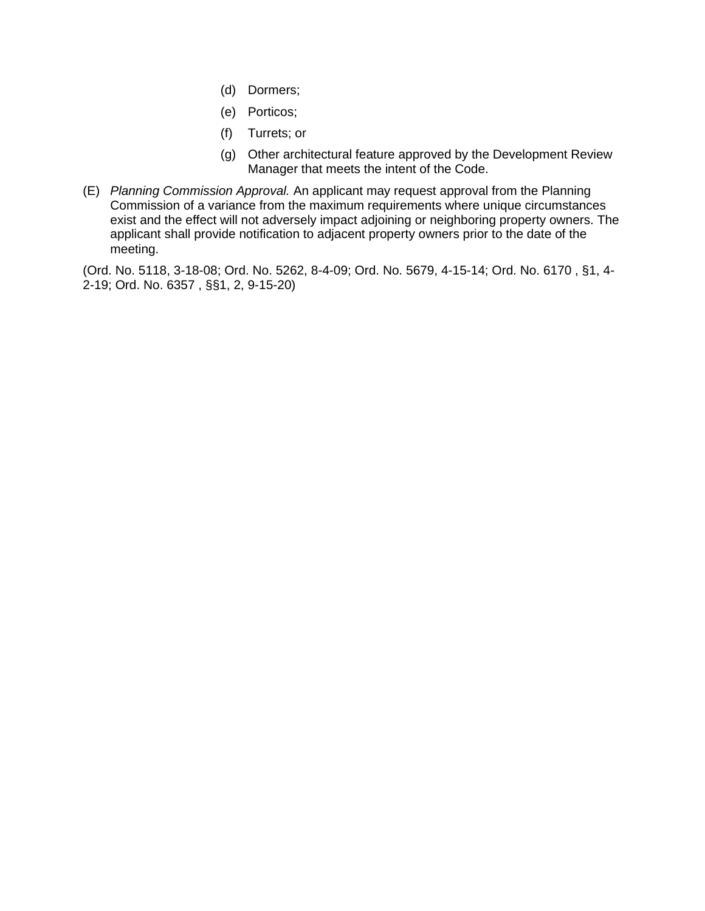(d) Dormers;

(e) Porticos;

(f) Turrets; or

(g) Other architectural feature approved by the Development Review Manager that meets the intent of the Code.

(E) *Planning Commission Approval.* An applicant may request approval from the Planning Commission of a variance from the maximum requirements where unique circumstances exist and the effect will not adversely impact adjoining or neighboring property owners. The applicant shall provide notification to adjacent property owners prior to the date of the meeting.

(Ord. No. 5118, 3-18-08; Ord. No. 5262, 8-4-09; Ord. No. 5679, 4-15-14; Ord. No. 6170 , §1, 4-2-19; Ord. No. 6357 , §§1, 2, 9-15-20)